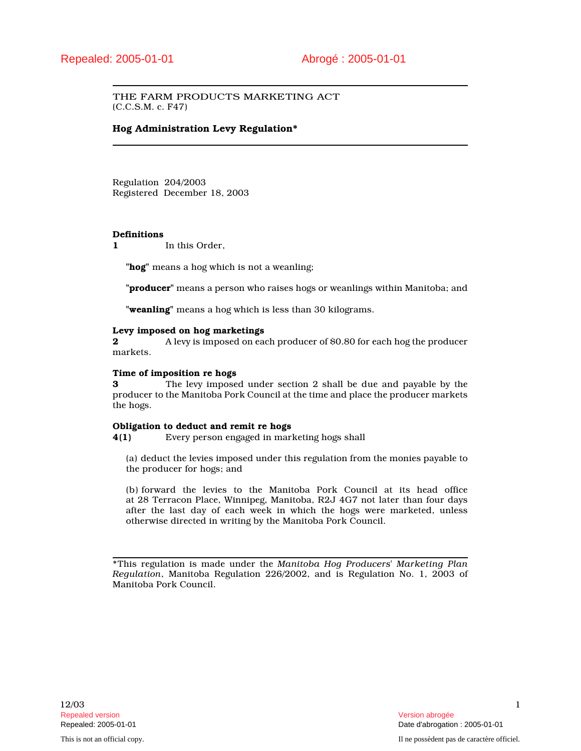Repealed: 2005-01-01 Abrogé : 2005-01-01

THE FARM PRODUCTS MARKETING ACT
(C.C.S.M. c. F47)

**Hog Administration Levy Regulation***

Regulation 204/2003
Registered December 18, 2003

**Definitions**

**1** In this Order,

"**hog**" means a hog which is not a weanling;

"**producer**" means a person who raises hogs or weanlings within Manitoba; and

"**weanling**" means a hog which is less than 30 kilograms.

**Levy imposed on hog marketings**

**2** A levy is imposed on each producer of $0.80 for each hog the producer markets.

**Time of imposition re hogs**

**3** The levy imposed under section 2 shall be due and payable by the producer to the Manitoba Pork Council at the time and place the producer markets the hogs.

**Obligation to deduct and remit re hogs**

**4(1)** Every person engaged in marketing hogs shall

(a) deduct the levies imposed under this regulation from the monies payable to the producer for hogs; and

(b) forward the levies to the Manitoba Pork Council at its head office at 28 Terracon Place, Winnipeg, Manitoba, R2J 4G7 not later than four days after the last day of each week in which the hogs were marketed, unless otherwise directed in writing by the Manitoba Pork Council.

*This regulation is made under the *Manitoba Hog Producers' Marketing Plan Regulation*, Manitoba Regulation 226/2002, and is Regulation No. 1, 2003 of Manitoba Pork Council.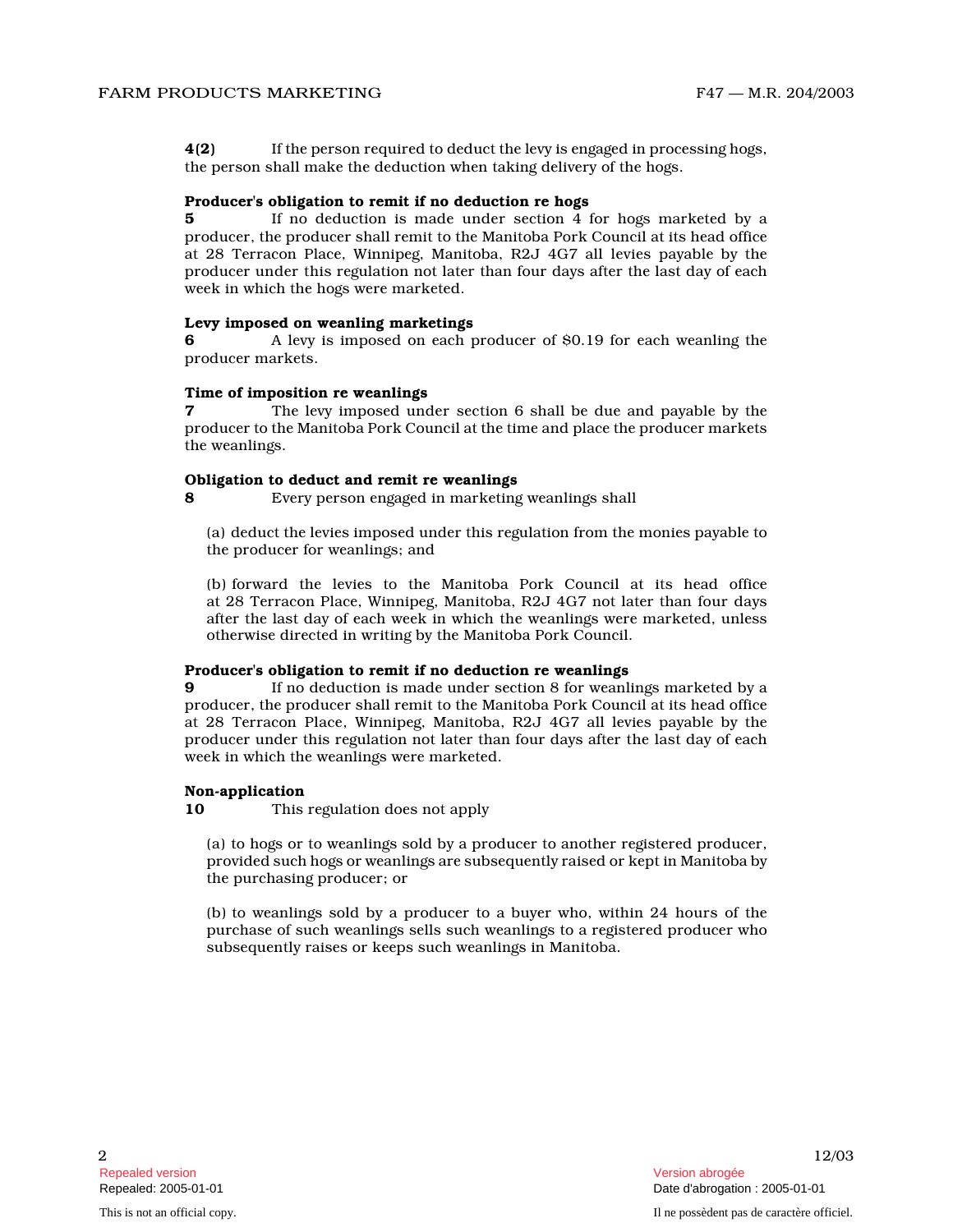**4(2)** If the person required to deduct the levy is engaged in processing hogs, the person shall make the deduction when taking delivery of the hogs.

**Producer's obligation to remit if no deduction re hogs**

**5** If no deduction is made under section 4 for hogs marketed by a producer, the producer shall remit to the Manitoba Pork Council at its head office at 28 Terracon Place, Winnipeg, Manitoba, R2J 4G7 all levies payable by the producer under this regulation not later than four days after the last day of each week in which the hogs were marketed.

**Levy imposed on weanling marketings**

**6** A levy is imposed on each producer of $0.19 for each weanling the producer markets.

**Time of imposition re weanlings**

**7** The levy imposed under section 6 shall be due and payable by the producer to the Manitoba Pork Council at the time and place the producer markets the weanlings.

**Obligation to deduct and remit re weanlings**

**8** Every person engaged in marketing weanlings shall

(a) deduct the levies imposed under this regulation from the monies payable to the producer for weanlings; and

(b) forward the levies to the Manitoba Pork Council at its head office at 28 Terracon Place, Winnipeg, Manitoba, R2J 4G7 not later than four days after the last day of each week in which the weanlings were marketed, unless otherwise directed in writing by the Manitoba Pork Council.

**Producer's obligation to remit if no deduction re weanlings**

**9** If no deduction is made under section 8 for weanlings marketed by a producer, the producer shall remit to the Manitoba Pork Council at its head office at 28 Terracon Place, Winnipeg, Manitoba, R2J 4G7 all levies payable by the producer under this regulation not later than four days after the last day of each week in which the weanlings were marketed.

**Non-application**

**10** This regulation does not apply

(a) to hogs or to weanlings sold by a producer to another registered producer, provided such hogs or weanlings are subsequently raised or kept in Manitoba by the purchasing producer; or

(b) to weanlings sold by a producer to a buyer who, within 24 hours of the purchase of such weanlings sells such weanlings to a registered producer who subsequently raises or keeps such weanlings in Manitoba.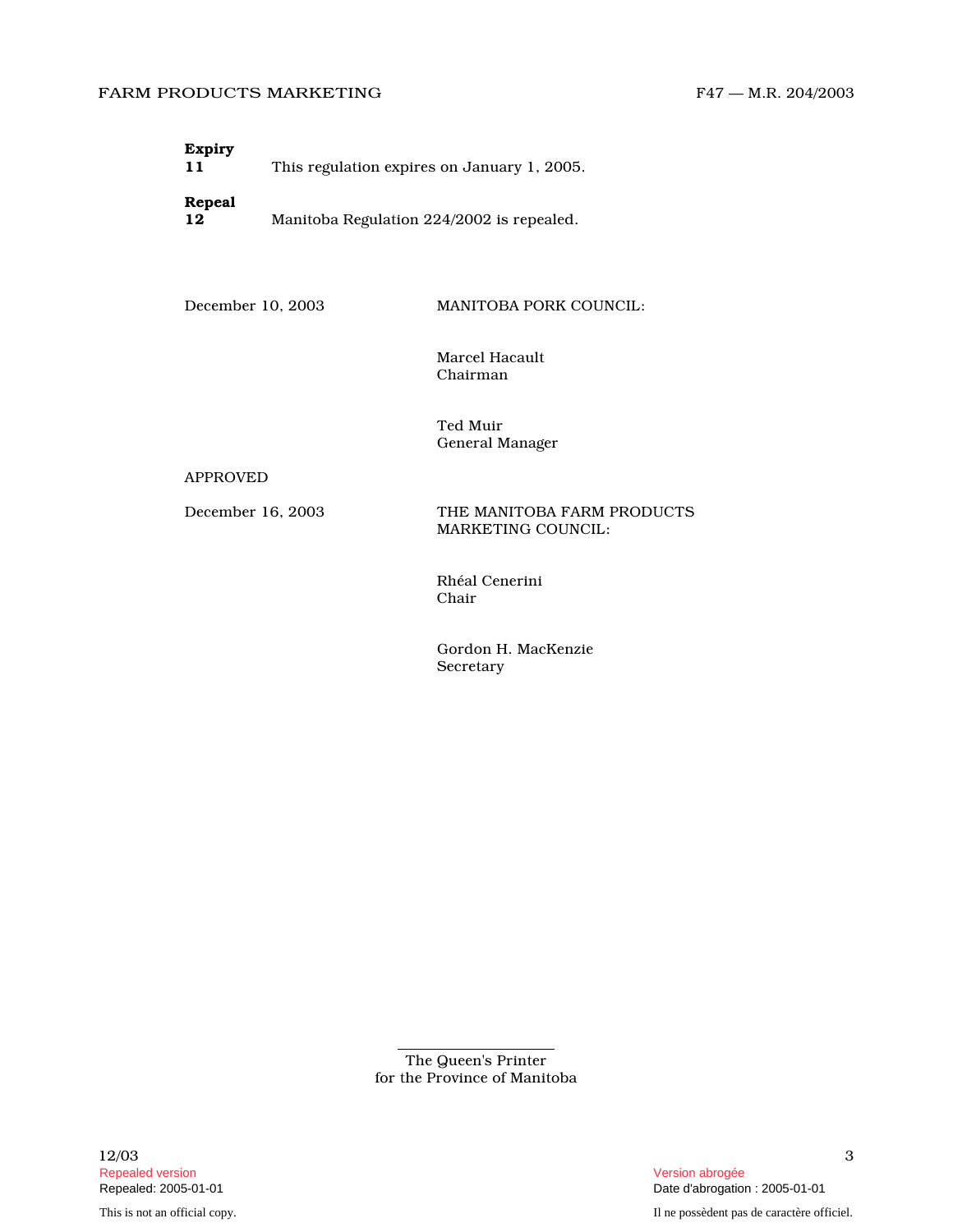**Expiry**
**11** This regulation expires on January 1, 2005.

**Repeal**
**12** Manitoba Regulation 224/2002 is repealed.

December 10, 2003

MANITOBA PORK COUNCIL:

Marcel Hacault
Chairman

Ted Muir
General Manager

APPROVED

December 16, 2003

THE MANITOBA FARM PRODUCTS MARKETING COUNCIL:

Rhéal Cenerini
Chair

Gordon H. MacKenzie
Secretary

The Queen's Printer
for the Province of Manitoba

Repealed version
Repealed: 2005-01-01

Version abrogée
Date d'abrogation : 2005-01-01

This is not an official copy.

Il ne possèdent pas de caractère officiel.